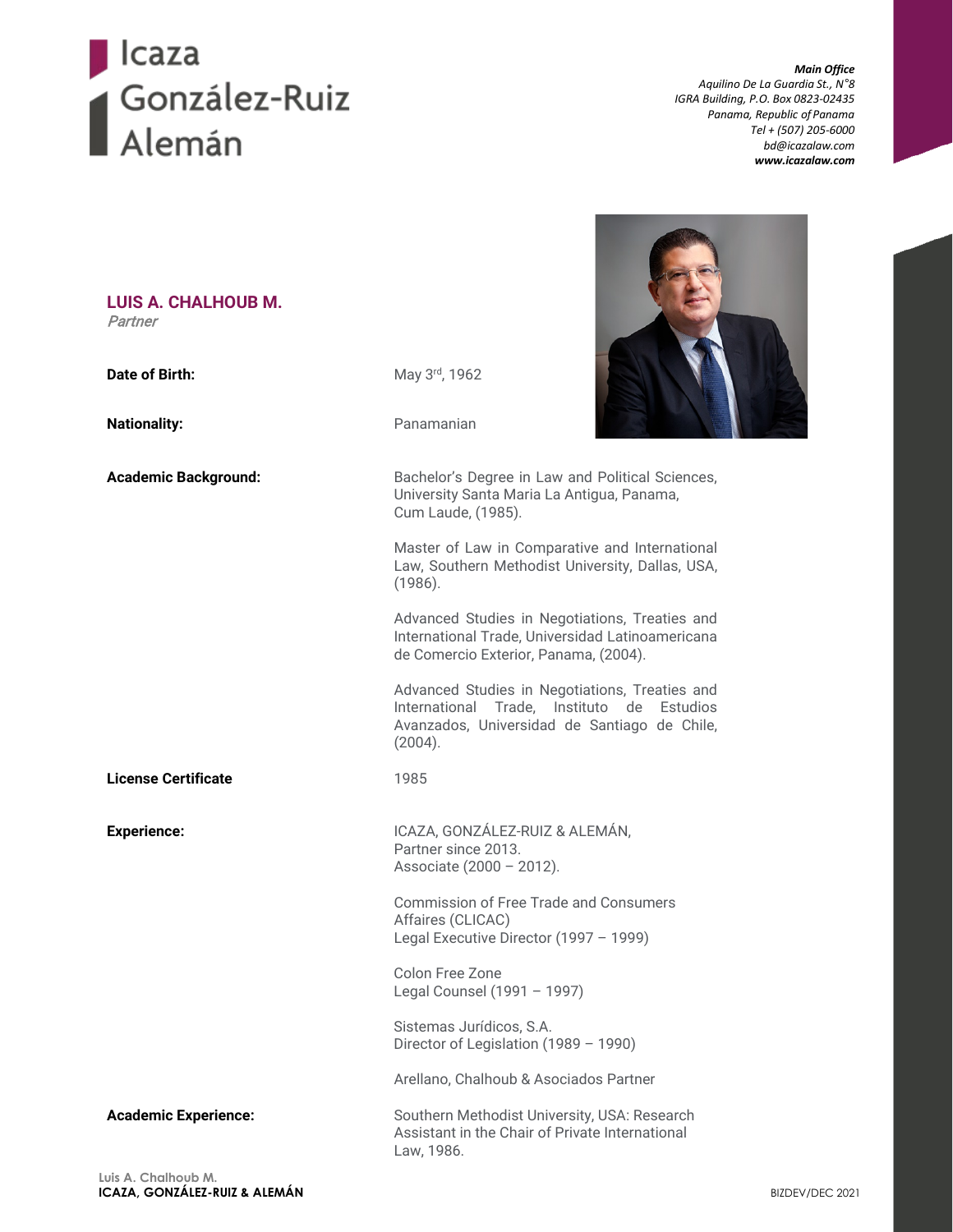# Icaza González-Ruiz Alemán

***Main Office***
*Aquilino De La Guardia St., N°8*
*IGRA Building, P.O. Box 0823-02435*
*Panama, Republic of Panama*
*Tel + (507) 205-6000*
*bd@icazalaw.com*
***www.icazalaw.com***

## LUIS A. CHALHOUB M.
*Partner*

**Date of Birth:** May 3rd, 1962

**Nationality:** Panamanian

**Academic Background:**

Bachelor's Degree in Law and Political Sciences, University Santa Maria La Antigua, Panama, Cum Laude, (1985).

Master of Law in Comparative and International Law, Southern Methodist University, Dallas, USA, (1986).

Advanced Studies in Negotiations, Treaties and International Trade, Universidad Latinoamericana de Comercio Exterior, Panama, (2004).

Advanced Studies in Negotiations, Treaties and International Trade, Instituto de Estudios Avanzados, Universidad de Santiago de Chile, (2004).

**License Certificate** 1985

**Experience:**

ICAZA, GONZÁLEZ-RUIZ & ALEMÁN,
Partner since 2013.
Associate (2000 – 2012).

Commission of Free Trade and Consumers Affaires (CLICAC)
Legal Executive Director (1997 – 1999)

Colon Free Zone
Legal Counsel (1991 – 1997)

Sistemas Jurídicos, S.A.
Director of Legislation (1989 – 1990)

Arellano, Chalhoub & Asociados Partner

**Academic Experience:**

Southern Methodist University, USA: Research Assistant in the Chair of Private International Law, 1986.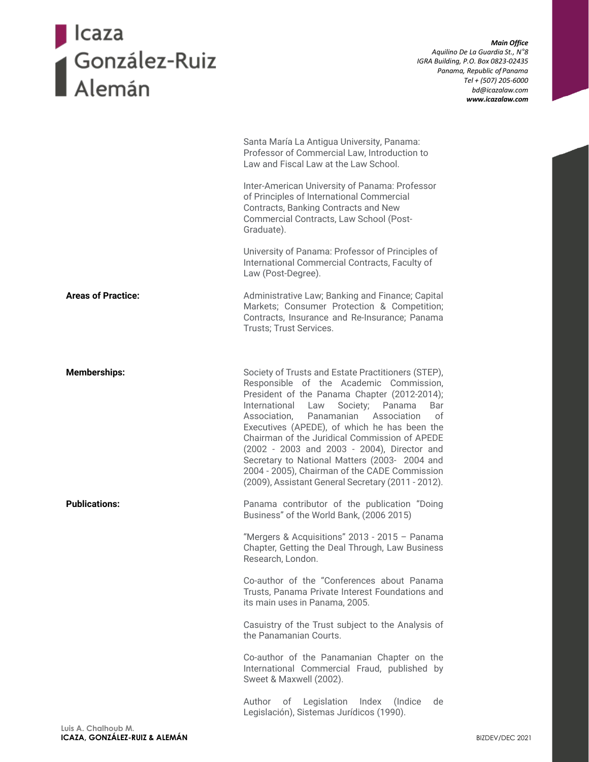Santa María La Antigua University, Panama: Professor of Commercial Law, Introduction to Law and Fiscal Law at the Law School.

Inter-American University of Panama: Professor of Principles of International Commercial Contracts, Banking Contracts and New Commercial Contracts, Law School (Post-Graduate).

University of Panama: Professor of Principles of International Commercial Contracts, Faculty of Law (Post-Degree).

**Areas of Practice:**

Administrative Law; Banking and Finance; Capital Markets; Consumer Protection & Competition; Contracts, Insurance and Re-Insurance; Panama Trusts; Trust Services.

**Memberships:**

Society of Trusts and Estate Practitioners (STEP), Responsible of the Academic Commission, President of the Panama Chapter (2012-2014); International Law Society; Panama Bar Association, Panamanian Association of Executives (APEDE), of which he has been the Chairman of the Juridical Commission of APEDE (2002 - 2003 and 2003 - 2004), Director and Secretary to National Matters (2003- 2004 and 2004 - 2005), Chairman of the CADE Commission (2009), Assistant General Secretary (2011 - 2012).

**Publications:**

Panama contributor of the publication “Doing Business” of the World Bank, (2006 2015)

“Mergers & Acquisitions” 2013 - 2015 – Panama Chapter, Getting the Deal Through, Law Business Research, London.

Co-author of the “Conferences about Panama Trusts, Panama Private Interest Foundations and its main uses in Panama, 2005.

Casuistry of the Trust subject to the Analysis of the Panamanian Courts.

Co-author of the Panamanian Chapter on the International Commercial Fraud, published by Sweet & Maxwell (2002).

Author of Legislation Index (Indice de Legislación), Sistemas Jurídicos (1990).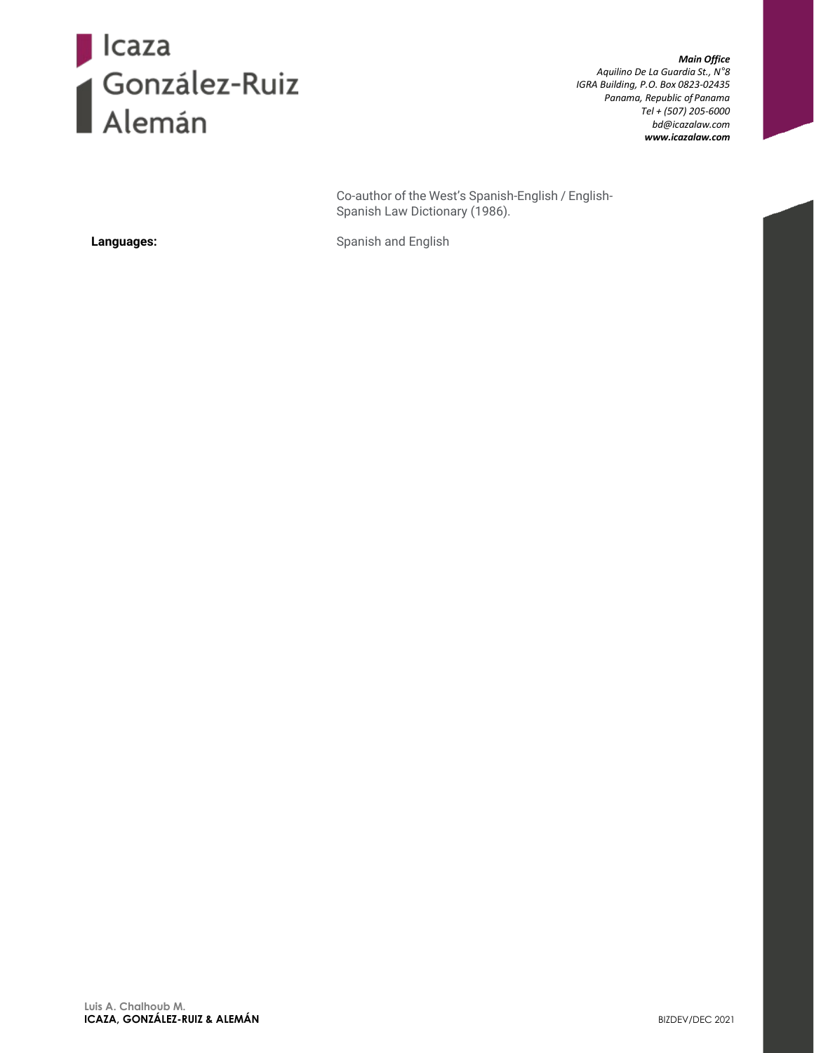Co-author of the West's Spanish-English / English-Spanish Law Dictionary (1986).

| | |
|---|---|
| **Languages:** | Spanish and English |